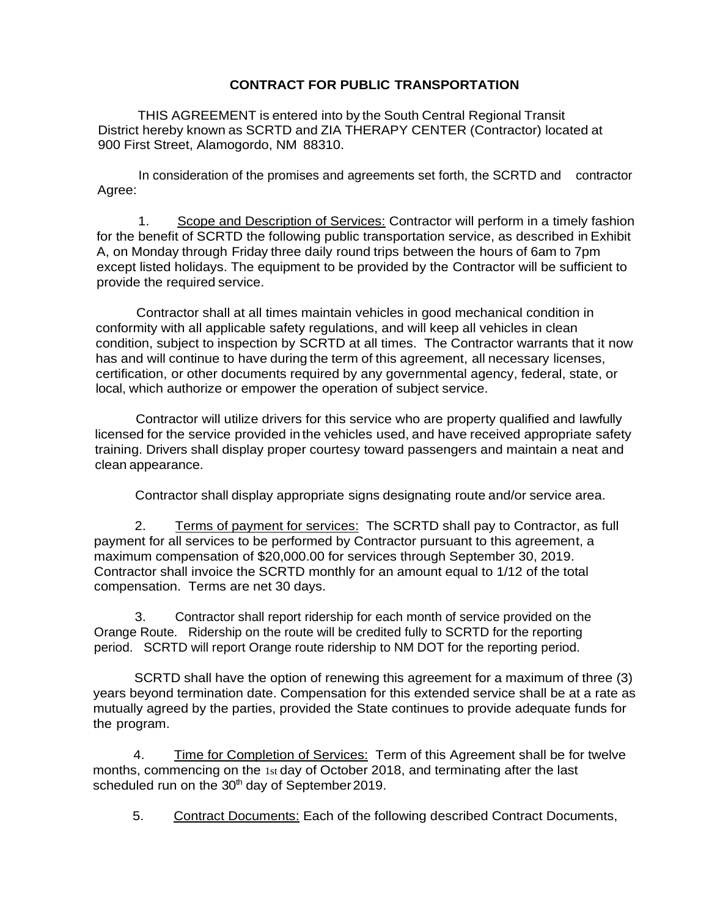# CONTRACT FOR PUBLIC TRANSPORTATION

THIS AGREEMENT is entered into by the South Central Regional Transit District hereby known as SCRTD and ZIA THERAPY CENTER (Contractor) located at 900 First Street, Alamogordo, NM 88310.

In consideration of the promises and agreements set forth, the SCRTD and contractor Agree:

1. Scope and Description of Services: Contractor will perform in a timely fashion for the benefit of SCRTD the following public transportation service, as described in Exhibit A, on Monday through Friday three daily round trips between the hours of 6am to 7pm except listed holidays. The equipment to be provided by the Contractor will be sufficient to provide the required service.

Contractor shall at all times maintain vehicles in good mechanical condition in conformity with all applicable safety regulations, and will keep all vehicles in clean condition, subject to inspection by SCRTD at all times. The Contractor warrants that it now has and will continue to have during the term of this agreement, all necessary licenses, certification, or other documents required by any governmental agency, federal, state, or local, which authorize or empower the operation of subject service.

Contractor will utilize drivers for this service who are property qualified and lawfully licensed for the service provided in the vehicles used, and have received appropriate safety training. Drivers shall display proper courtesy toward passengers and maintain a neat and clean appearance.

Contractor shall display appropriate signs designating route and/or service area.

2. Terms of payment for services: The SCRTD shall pay to Contractor, as full payment for all services to be performed by Contractor pursuant to this agreement, a maximum compensation of $20,000.00 for services through September 30, 2019. Contractor shall invoice the SCRTD monthly for an amount equal to 1/12 of the total compensation. Terms are net 30 days.

3. Contractor shall report ridership for each month of service provided on the Orange Route. Ridership on the route will be credited fully to SCRTD for the reporting period. SCRTD will report Orange route ridership to NM DOT for the reporting period.

SCRTD shall have the option of renewing this agreement for a maximum of three (3) years beyond termination date. Compensation for this extended service shall be at a rate as mutually agreed by the parties, provided the State continues to provide adequate funds for the program.

4. Time for Completion of Services: Term of this Agreement shall be for twelve months, commencing on the 1st day of October 2018, and terminating after the last scheduled run on the 30th day of September 2019.

5. Contract Documents: Each of the following described Contract Documents,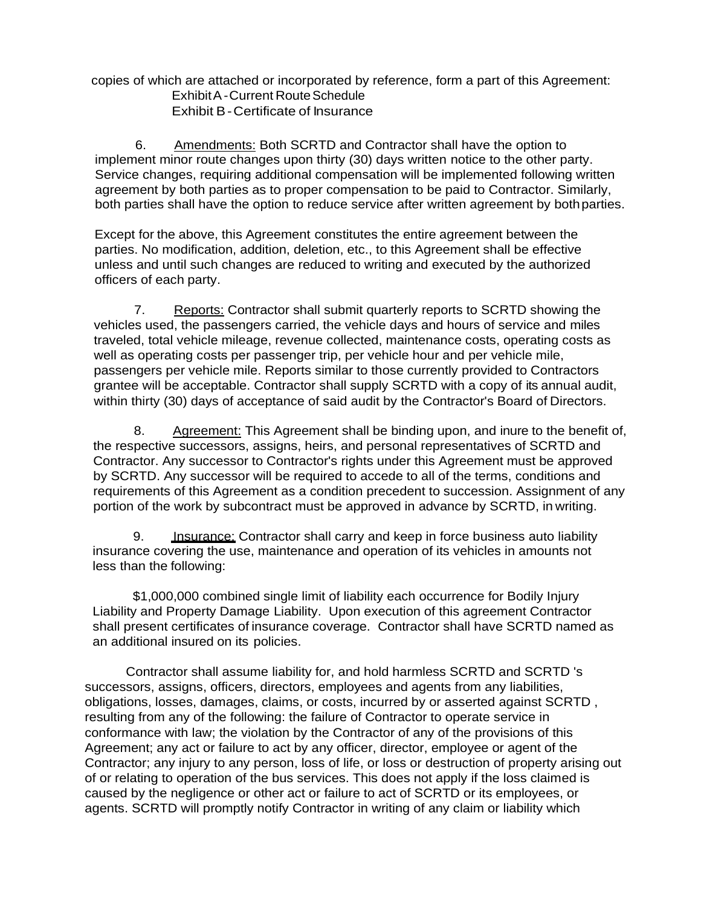copies of which are attached or incorporated by reference, form a part of this Agreement:

Exhibit A - Current Route Schedule
Exhibit B - Certificate of Insurance

6. <u>Amendments:</u> Both SCRTD and Contractor shall have the option to implement minor route changes upon thirty (30) days written notice to the other party. Service changes, requiring additional compensation will be implemented following written agreement by both parties as to proper compensation to be paid to Contractor. Similarly, both parties shall have the option to reduce service after written agreement by both parties.

Except for the above, this Agreement constitutes the entire agreement between the parties. No modification, addition, deletion, etc., to this Agreement shall be effective unless and until such changes are reduced to writing and executed by the authorized officers of each party.

7. <u>Reports:</u> Contractor shall submit quarterly reports to SCRTD showing the vehicles used, the passengers carried, the vehicle days and hours of service and miles traveled, total vehicle mileage, revenue collected, maintenance costs, operating costs as well as operating costs per passenger trip, per vehicle hour and per vehicle mile, passengers per vehicle mile. Reports similar to those currently provided to Contractors grantee will be acceptable. Contractor shall supply SCRTD with a copy of its annual audit, within thirty (30) days of acceptance of said audit by the Contractor's Board of Directors.

8. <u>Agreement:</u> This Agreement shall be binding upon, and inure to the benefit of, the respective successors, assigns, heirs, and personal representatives of SCRTD and Contractor. Any successor to Contractor's rights under this Agreement must be approved by SCRTD. Any successor will be required to accede to all of the terms, conditions and requirements of this Agreement as a condition precedent to succession. Assignment of any portion of the work by subcontract must be approved in advance by SCRTD, in writing.

9. <u>Insurance:</u> Contractor shall carry and keep in force business auto liability insurance covering the use, maintenance and operation of its vehicles in amounts not less than the following:

$1,000,000 combined single limit of liability each occurrence for Bodily Injury Liability and Property Damage Liability. Upon execution of this agreement Contractor shall present certificates of insurance coverage. Contractor shall have SCRTD named as an additional insured on its policies.

Contractor shall assume liability for, and hold harmless SCRTD and SCRTD 's successors, assigns, officers, directors, employees and agents from any liabilities, obligations, losses, damages, claims, or costs, incurred by or asserted against SCRTD , resulting from any of the following: the failure of Contractor to operate service in conformance with law; the violation by the Contractor of any of the provisions of this Agreement; any act or failure to act by any officer, director, employee or agent of the Contractor; any injury to any person, loss of life, or loss or destruction of property arising out of or relating to operation of the bus services. This does not apply if the loss claimed is caused by the negligence or other act or failure to act of SCRTD or its employees, or agents. SCRTD will promptly notify Contractor in writing of any claim or liability which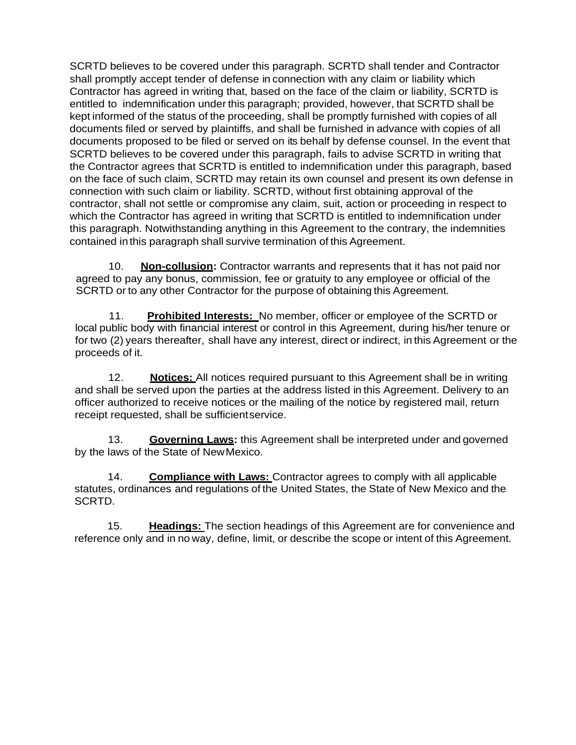SCRTD believes to be covered under this paragraph. SCRTD shall tender and Contractor shall promptly accept tender of defense in connection with any claim or liability which Contractor has agreed in writing that, based on the face of the claim or liability, SCRTD is entitled to indemnification under this paragraph; provided, however, that SCRTD shall be kept informed of the status of the proceeding, shall be promptly furnished with copies of all documents filed or served by plaintiffs, and shall be furnished in advance with copies of all documents proposed to be filed or served on its behalf by defense counsel. In the event that SCRTD believes to be covered under this paragraph, fails to advise SCRTD in writing that the Contractor agrees that SCRTD is entitled to indemnification under this paragraph, based on the face of such claim, SCRTD may retain its own counsel and present its own defense in connection with such claim or liability. SCRTD, without first obtaining approval of the contractor, shall not settle or compromise any claim, suit, action or proceeding in respect to which the Contractor has agreed in writing that SCRTD is entitled to indemnification under this paragraph. Notwithstanding anything in this Agreement to the contrary, the indemnities contained in this paragraph shall survive termination of this Agreement.

10. **Non-collusion:** Contractor warrants and represents that it has not paid nor agreed to pay any bonus, commission, fee or gratuity to any employee or official of the SCRTD or to any other Contractor for the purpose of obtaining this Agreement.

11. **Prohibited Interests:** No member, officer or employee of the SCRTD or local public body with financial interest or control in this Agreement, during his/her tenure or for two (2) years thereafter, shall have any interest, direct or indirect, in this Agreement or the proceeds of it.

12. **Notices:** All notices required pursuant to this Agreement shall be in writing and shall be served upon the parties at the address listed in this Agreement. Delivery to an officer authorized to receive notices or the mailing of the notice by registered mail, return receipt requested, shall be sufficient service.

13. **Governing Laws:** this Agreement shall be interpreted under and governed by the laws of the State of New Mexico.

14. **Compliance with Laws:** Contractor agrees to comply with all applicable statutes, ordinances and regulations of the United States, the State of New Mexico and the SCRTD.

15. **Headings:** The section headings of this Agreement are for convenience and reference only and in no way, define, limit, or describe the scope or intent of this Agreement.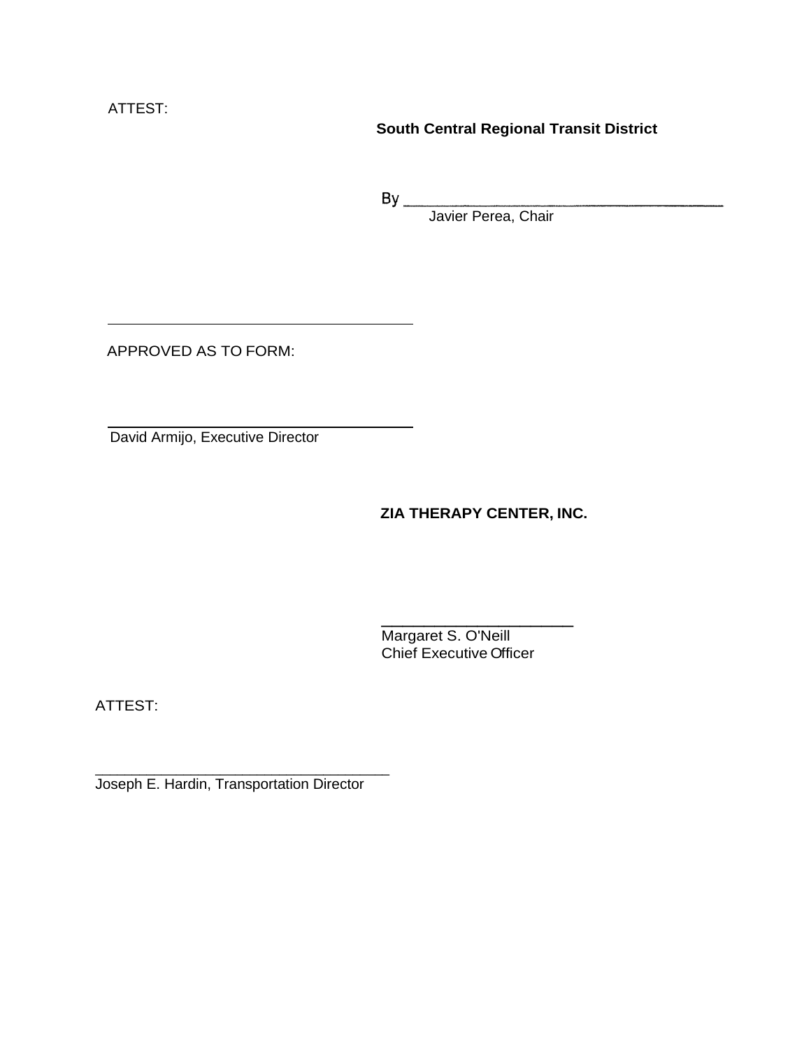ATTEST:

**South Central Regional Transit District**

By \_\_\_\_\_\_\_\_\_\_\_\_\_\_\_\_\_\_\_\_\_\_\_\_\_\_\_\_\_\_\_\_\_\_\_\_\_\_\_\_
Javier Perea, Chair

\_\_\_\_\_\_\_\_\_\_\_\_\_\_\_\_\_\_\_\_\_\_\_\_\_\_\_\_\_\_\_\_\_\_\_\_\_\_\_\_

APPROVED AS TO FORM:

\_\_\_\_\_\_\_\_\_\_\_\_\_\_\_\_\_\_\_\_\_\_\_\_\_\_\_\_\_\_\_\_\_\_\_\_\_\_\_\_
David Armijo, Executive Director

**ZIA THERAPY CENTER, INC.**

\_\_\_\_\_\_\_\_\_\_\_\_\_\_\_\_\_\_\_\_\_\_\_\_\_
Margaret S. O'Neill
Chief Executive Officer

ATTEST:

\_\_\_\_\_\_\_\_\_\_\_\_\_\_\_\_\_\_\_\_\_\_\_\_\_\_\_\_\_\_\_\_\_\_\_\_\_\_\_\_
Joseph E. Hardin, Transportation Director